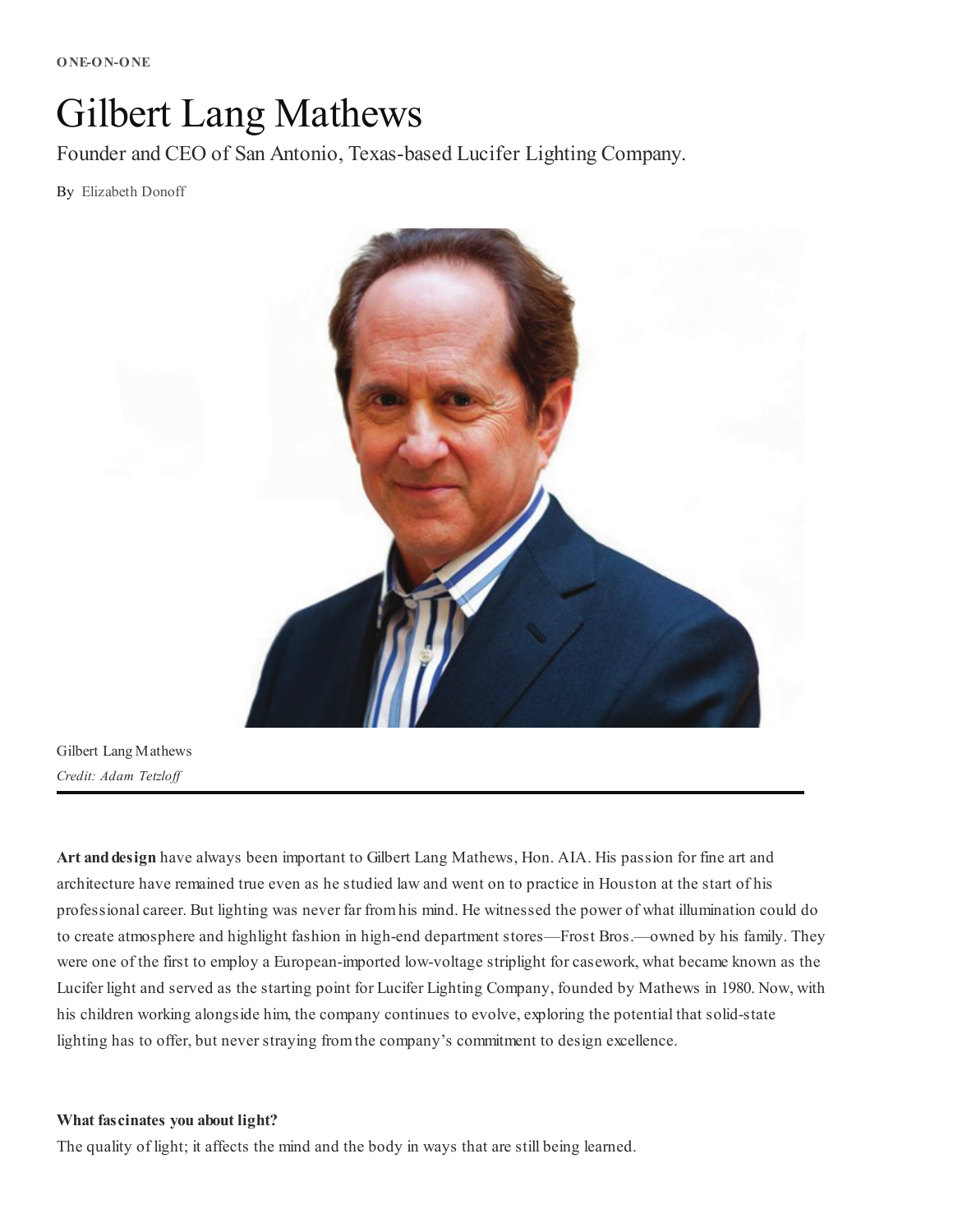ONE-ON-ONE

# Gilbert Lang Mathews

Founder and CEO of San Antonio, Texas-based Lucifer Lighting Company.

By Elizabeth Donoff

Gilbert Lang Mathews

*Credit: Adam Tetzloff*

**Art and design** have always been important to Gilbert Lang Mathews, Hon. AIA. His passion for fine art and architecture have remained true even as he studied law and went on to practice in Houston at the start of his professional career. But lighting was never far from his mind. He witnessed the power of what illumination could do to create atmosphere and highlight fashion in high-end department stores—Frost Bros.—owned by his family. They were one of the first to employ a European-imported low-voltage striplight for casework, what became known as the Lucifer light and served as the starting point for Lucifer Lighting Company, founded by Mathews in 1980. Now, with his children working alongside him, the company continues to evolve, exploring the potential that solid-state lighting has to offer, but never straying from the company's commitment to design excellence.

**What fascinates you about light?**

The quality of light; it affects the mind and the body in ways that are still being learned.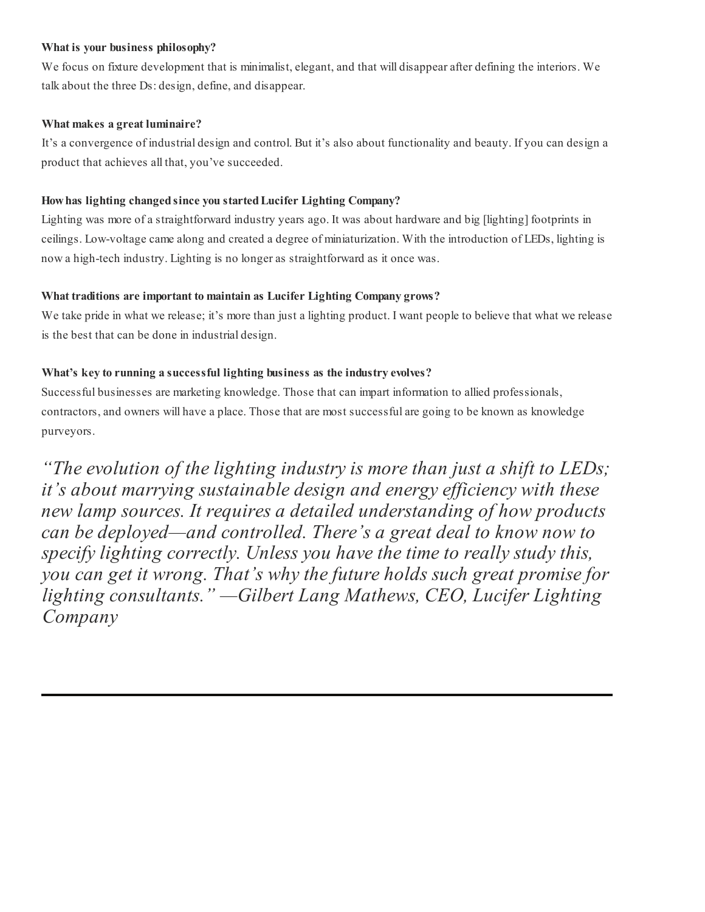**What is your business philosophy?**

We focus on fixture development that is minimalist, elegant, and that will disappear after defining the interiors. We talk about the three Ds: design, define, and disappear.

**What makes a great luminaire?**

It's a convergence of industrial design and control. But it's also about functionality and beauty. If you can design a product that achieves all that, you've succeeded.

**How has lighting changed since you started Lucifer Lighting Company?**

Lighting was more of a straightforward industry years ago. It was about hardware and big [lighting] footprints in ceilings. Low-voltage came along and created a degree of miniaturization. With the introduction of LEDs, lighting is now a high-tech industry. Lighting is no longer as straightforward as it once was.

**What traditions are important to maintain as Lucifer Lighting Company grows?**

We take pride in what we release; it's more than just a lighting product. I want people to believe that what we release is the best that can be done in industrial design.

**What's key to running a successful lighting business as the industry evolves?**

Successful businesses are marketing knowledge. Those that can impart information to allied professionals, contractors, and owners will have a place. Those that are most successful are going to be known as knowledge purveyors.

*"The evolution of the lighting industry is more than just a shift to LEDs; it's about marrying sustainable design and energy efficiency with these new lamp sources. It requires a detailed understanding of how products can be deployed—and controlled. There's a great deal to know now to specify lighting correctly. Unless you have the time to really study this, you can get it wrong. That's why the future holds such great promise for lighting consultants." —Gilbert Lang Mathews, CEO, Lucifer Lighting Company*

---